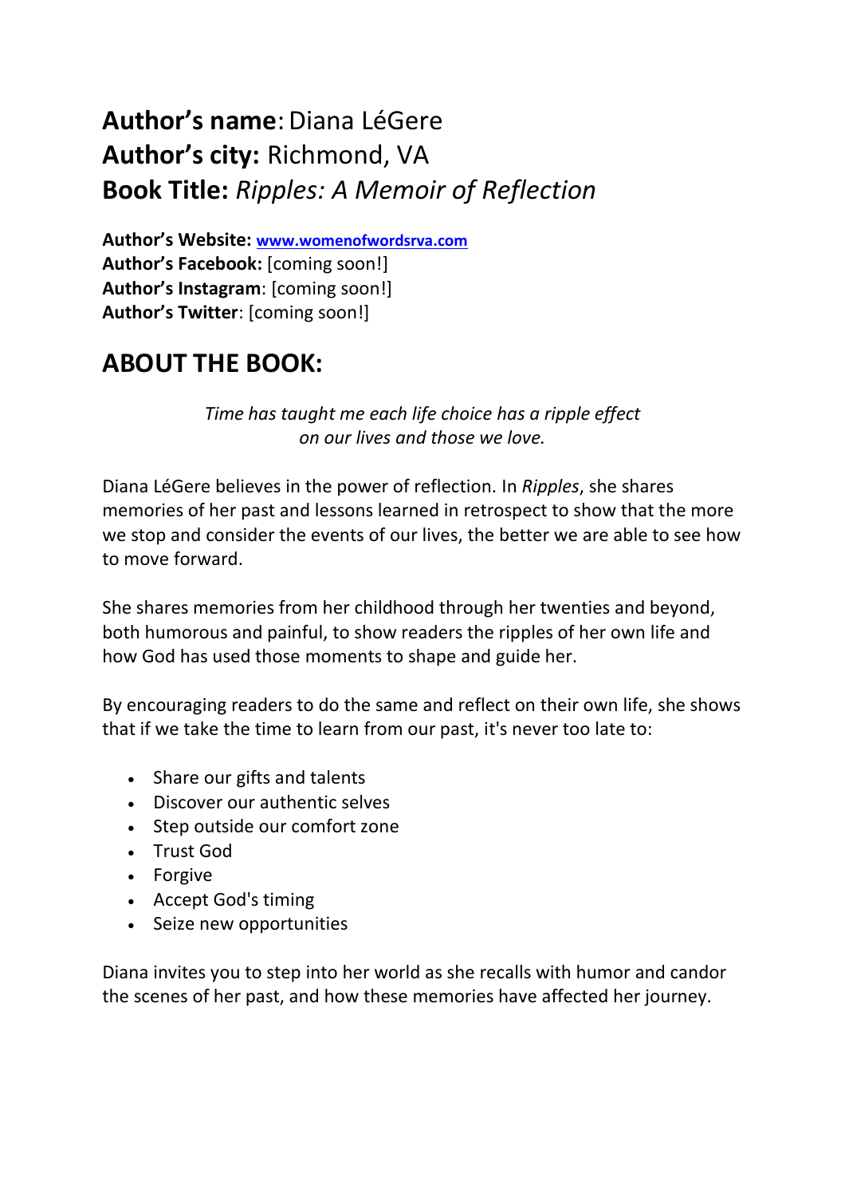**Author's name**: Diana LéGere
**Author's city:** Richmond, VA
**Book Title:** *Ripples: A Memoir of Reflection*

**Author's Website:** [www.womenofwordsrva.com](http://www.womenofwordsrva.com)
**Author's Facebook:** [coming soon!]
**Author's Instagram**: [coming soon!]
**Author's Twitter**: [coming soon!]

## ABOUT THE BOOK:

*Time has taught me each life choice has a ripple effect on our lives and those we love.*

Diana LéGere believes in the power of reflection. In *Ripples*, she shares memories of her past and lessons learned in retrospect to show that the more we stop and consider the events of our lives, the better we are able to see how to move forward.

She shares memories from her childhood through her twenties and beyond, both humorous and painful, to show readers the ripples of her own life and how God has used those moments to shape and guide her.

By encouraging readers to do the same and reflect on their own life, she shows that if we take the time to learn from our past, it's never too late to:

- Share our gifts and talents
- Discover our authentic selves
- Step outside our comfort zone
- Trust God
- Forgive
- Accept God's timing
- Seize new opportunities

Diana invites you to step into her world as she recalls with humor and candor the scenes of her past, and how these memories have affected her journey.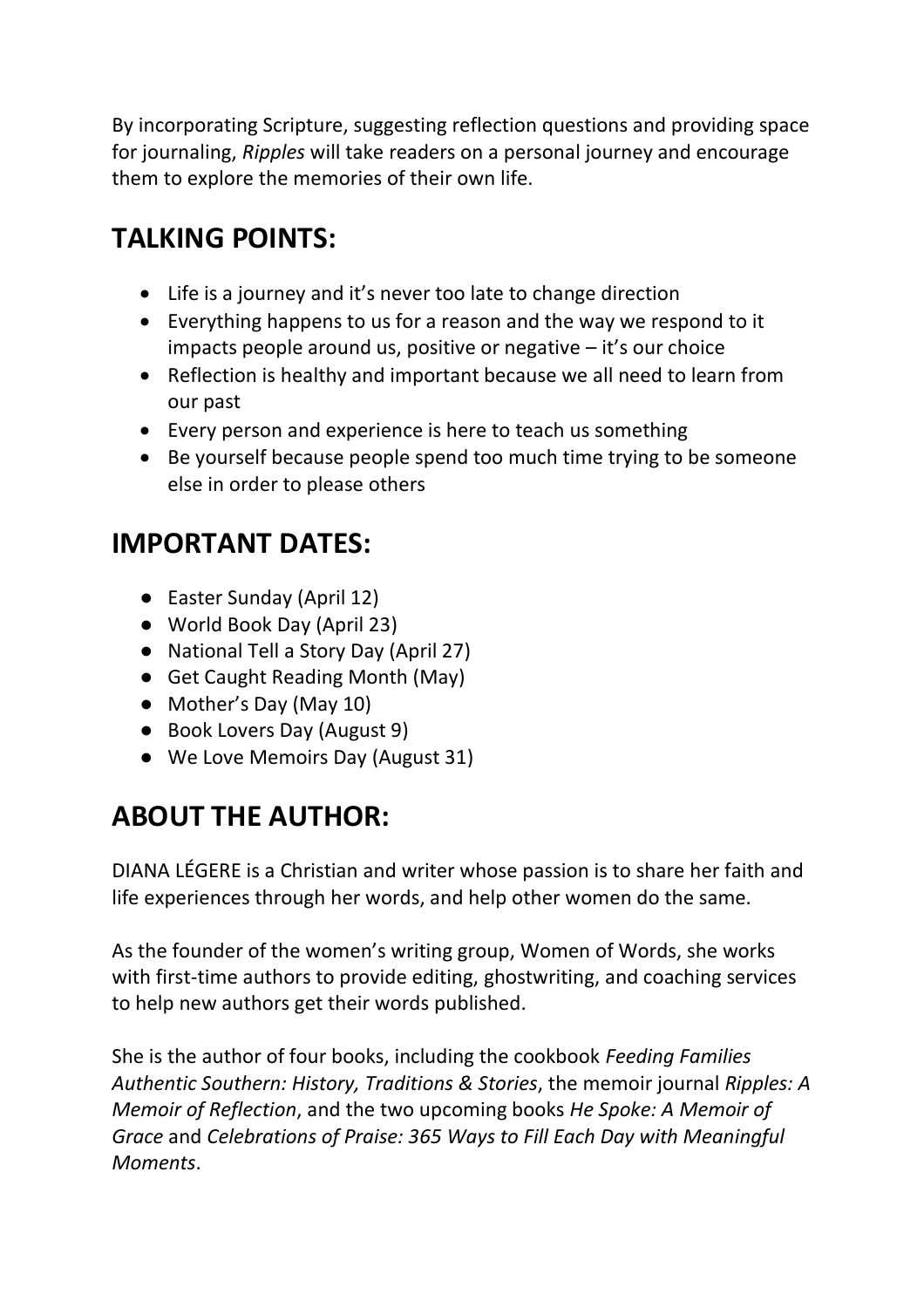By incorporating Scripture, suggesting reflection questions and providing space for journaling, *Ripples* will take readers on a personal journey and encourage them to explore the memories of their own life.

## TALKING POINTS:

- Life is a journey and it's never too late to change direction
- Everything happens to us for a reason and the way we respond to it impacts people around us, positive or negative – it's our choice
- Reflection is healthy and important because we all need to learn from our past
- Every person and experience is here to teach us something
- Be yourself because people spend too much time trying to be someone else in order to please others

## IMPORTANT DATES:

- Easter Sunday (April 12)
- World Book Day (April 23)
- National Tell a Story Day (April 27)
- Get Caught Reading Month (May)
- Mother's Day (May 10)
- Book Lovers Day (August 9)
- We Love Memoirs Day (August 31)

## ABOUT THE AUTHOR:

DIANA LÉGERE is a Christian and writer whose passion is to share her faith and life experiences through her words, and help other women do the same.

As the founder of the women's writing group, Women of Words, she works with first-time authors to provide editing, ghostwriting, and coaching services to help new authors get their words published.

She is the author of four books, including the cookbook *Feeding Families Authentic Southern: History, Traditions & Stories*, the memoir journal *Ripples: A Memoir of Reflection*, and the two upcoming books *He Spoke: A Memoir of Grace* and *Celebrations of Praise: 365 Ways to Fill Each Day with Meaningful Moments*.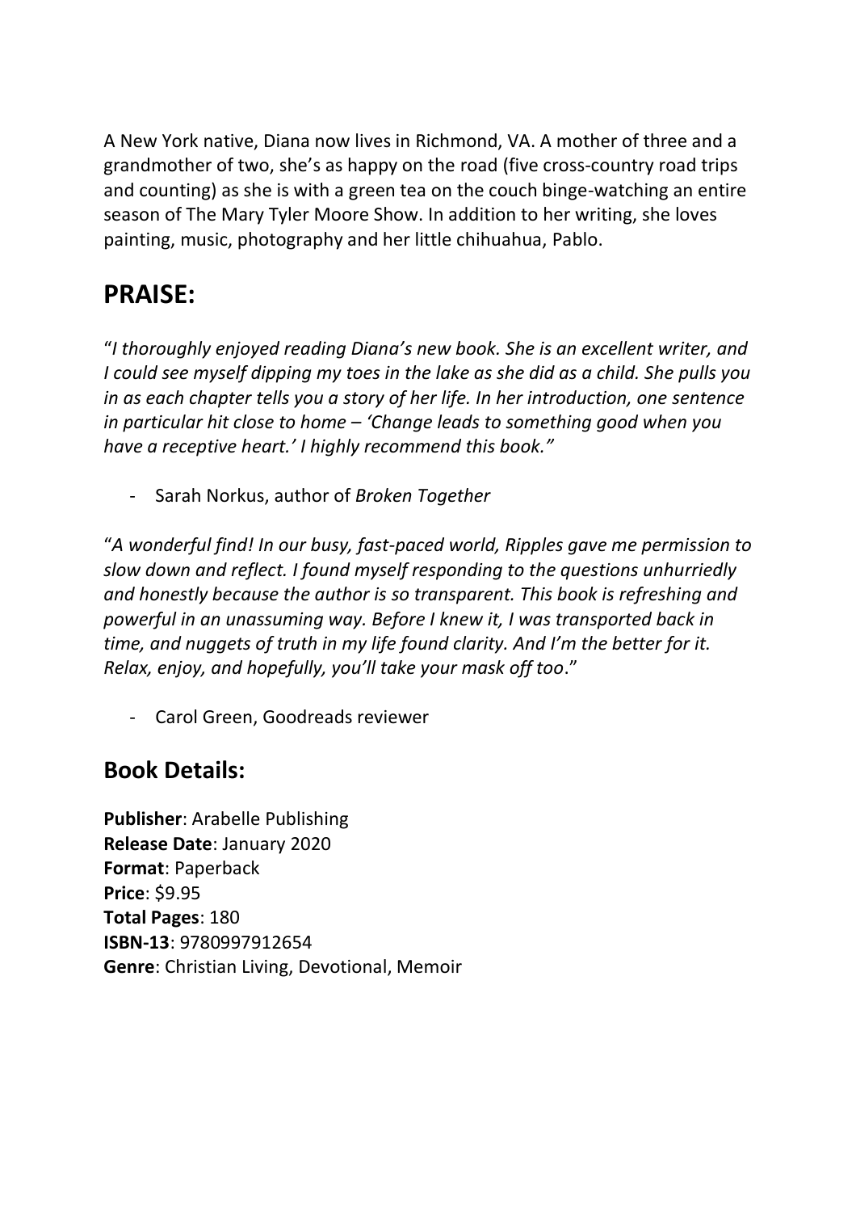A New York native, Diana now lives in Richmond, VA. A mother of three and a grandmother of two, she's as happy on the road (five cross-country road trips and counting) as she is with a green tea on the couch binge-watching an entire season of The Mary Tyler Moore Show. In addition to her writing, she loves painting, music, photography and her little chihuahua, Pablo.

# PRAISE:

"*I thoroughly enjoyed reading Diana's new book. She is an excellent writer, and I could see myself dipping my toes in the lake as she did as a child. She pulls you in as each chapter tells you a story of her life. In her introduction, one sentence in particular hit close to home – 'Change leads to something good when you have a receptive heart.' I highly recommend this book."*

- Sarah Norkus, author of *Broken Together*

"*A wonderful find! In our busy, fast-paced world, Ripples gave me permission to slow down and reflect. I found myself responding to the questions unhurriedly and honestly because the author is so transparent. This book is refreshing and powerful in an unassuming way. Before I knew it, I was transported back in time, and nuggets of truth in my life found clarity. And I'm the better for it. Relax, enjoy, and hopefully, you'll take your mask off too*."

- Carol Green, Goodreads reviewer

## Book Details:

**Publisher**: Arabelle Publishing
**Release Date**: January 2020
**Format**: Paperback
**Price**: $9.95
**Total Pages**: 180
**ISBN-13**: 9780997912654
**Genre**: Christian Living, Devotional, Memoir